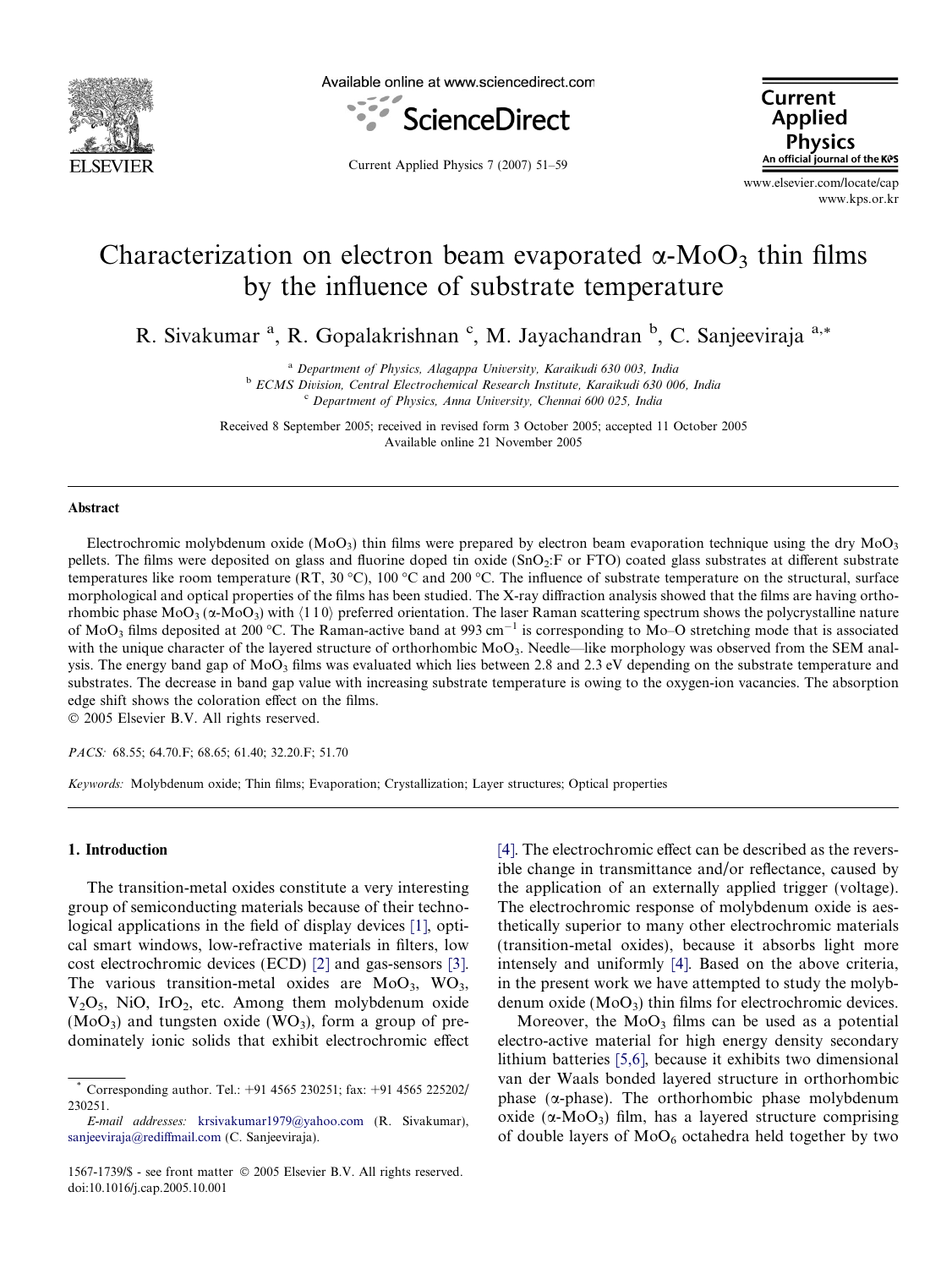# Characterization on electron beam evaporated α-$MoO_3$ thin films by the influence of substrate temperature

R. Sivakumar [a], R. Gopalakrishnan [c], M. Jayachandran [b], C. Sanjeeviraja [a,*]

[a] Department of Physics, Alagappa University, Karaikudi 630 003, India
[b] ECMS Division, Central Electrochemical Research Institute, Karaikudi 630 006, India
[c] Department of Physics, Anna University, Chennai 600 025, India

Received 8 September 2005; received in revised form 3 October 2005; accepted 11 October 2005
Available online 21 November 2005

## Abstract

Electrochromic molybdenum oxide ($MoO_3$) thin films were prepared by electron beam evaporation technique using the dry $MoO_3$ pellets. The films were deposited on glass and fluorine doped tin oxide ($SnO_2$:F or FTO) coated glass substrates at different substrate temperatures like room temperature (RT, 30 °C), 100 °C and 200 °C. The influence of substrate temperature on the structural, surface morphological and optical properties of the films has been studied. The X-ray diffraction analysis showed that the films are having orthorhombic phase $MoO_3$ (α-$MoO_3$) with ⟨1 1 0⟩ preferred orientation. The laser Raman scattering spectrum shows the polycrystalline nature of $MoO_3$ films deposited at 200 °C. The Raman-active band at 993 $cm^{-1}$ is corresponding to Mo–O stretching mode that is associated with the unique character of the layered structure of orthorhombic $MoO_3$. Needle—like morphology was observed from the SEM analysis. The energy band gap of $MoO_3$ films was evaluated which lies between 2.8 and 2.3 eV depending on the substrate temperature and substrates. The decrease in band gap value with increasing substrate temperature is owing to the oxygen-ion vacancies. The absorption edge shift shows the coloration effect on the films.

© 2005 Elsevier B.V. All rights reserved.

*PACS:* 68.55; 64.70.F; 68.65; 61.40; 32.20.F; 51.70

*Keywords:* Molybdenum oxide; Thin films; Evaporation; Crystallization; Layer structures; Optical properties

## 1. Introduction

The transition-metal oxides constitute a very interesting group of semiconducting materials because of their technological applications in the field of display devices [1], optical smart windows, low-refractive materials in filters, low cost electrochromic devices (ECD) [2] and gas-sensors [3]. The various transition-metal oxides are $MoO_3$, $WO_3$, $V_2O_5$, NiO, $IrO_2$, etc. Among them molybdenum oxide ($MoO_3$) and tungsten oxide ($WO_3$), form a group of predominately ionic solids that exhibit electrochromic effect [4]. The electrochromic effect can be described as the reversible change in transmittance and/or reflectance, caused by the application of an externally applied trigger (voltage). The electrochromic response of molybdenum oxide is aesthetically superior to many other electrochromic materials (transition-metal oxides), because it absorbs light more intensely and uniformly [4]. Based on the above criteria, in the present work we have attempted to study the molybdenum oxide ($MoO_3$) thin films for electrochromic devices.

Moreover, the $MoO_3$ films can be used as a potential electro-active material for high energy density secondary lithium batteries [5,6], because it exhibits two dimensional van der Waals bonded layered structure in orthorhombic phase (α-phase). The orthorhombic phase molybdenum oxide (α-$MoO_3$) film, has a layered structure comprising of double layers of $MoO_6$ octahedra held together by two

* Corresponding author. Tel.: +91 4565 230251; fax: +91 4565 225202/230251.
*E-mail addresses:* krsivakumar1979@yahoo.com (R. Sivakumar), sanjeeviraja@rediffmail.com (C. Sanjeeviraja).

1567-1739/$ - see front matter © 2005 Elsevier B.V. All rights reserved.
doi:10.1016/j.cap.2005.10.001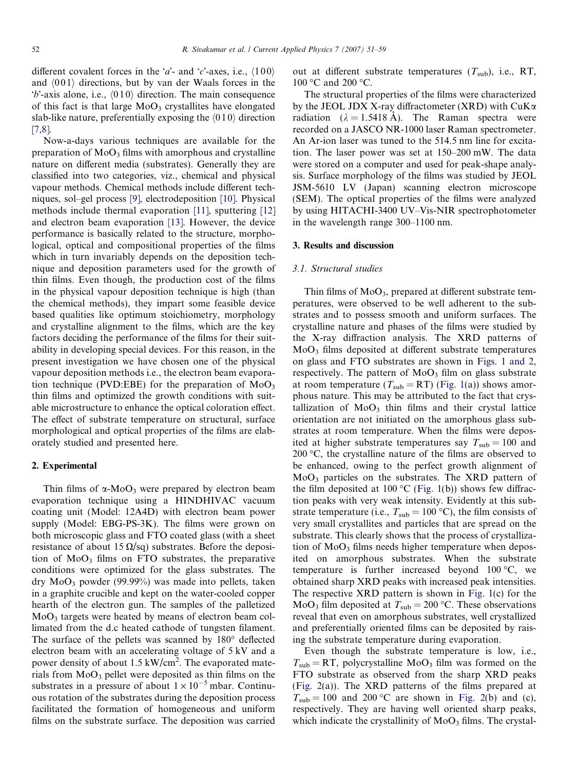different covalent forces in the '*a*'- and '*c*'-axes, i.e., ⟨100⟩ and ⟨001⟩ directions, but by van der Waals forces in the '*b*'-axis alone, i.e., ⟨010⟩ direction. The main consequence of this fact is that large $MoO_3$ crystallites have elongated slab-like nature, preferentially exposing the ⟨010⟩ direction [7,8].

Now-a-days various techniques are available for the preparation of $MoO_3$ films with amorphous and crystalline nature on different media (substrates). Generally they are classified into two categories, viz., chemical and physical vapour methods. Chemical methods include different techniques, sol–gel process [9], electrodeposition [10]. Physical methods include thermal evaporation [11], sputtering [12] and electron beam evaporation [13]. However, the device performance is basically related to the structure, morphological, optical and compositional properties of the films which in turn invariably depends on the deposition technique and deposition parameters used for the growth of thin films. Even though, the production cost of the films in the physical vapour deposition technique is high (than the chemical methods), they impart some feasible device based qualities like optimum stoichiometry, morphology and crystalline alignment to the films, which are the key factors deciding the performance of the films for their suitability in developing special devices. For this reason, in the present investigation we have chosen one of the physical vapour deposition methods i.e., the electron beam evaporation technique (PVD:EBE) for the preparation of $MoO_3$ thin films and optimized the growth conditions with suitable microstructure to enhance the optical coloration effect. The effect of substrate temperature on structural, surface morphological and optical properties of the films are elaborately studied and presented here.

## 2. Experimental

Thin films of α-$MoO_3$ were prepared by electron beam evaporation technique using a HINDHIVAC vacuum coating unit (Model: 12A4D) with electron beam power supply (Model: EBG-PS-3K). The films were grown on both microscopic glass and FTO coated glass (with a sheet resistance of about 15 Ω/sq) substrates. Before the deposition of $MoO_3$ films on FTO substrates, the preparative conditions were optimized for the glass substrates. The dry $MoO_3$ powder (99.99%) was made into pellets, taken in a graphite crucible and kept on the water-cooled copper hearth of the electron gun. The samples of the palletized $MoO_3$ targets were heated by means of electron beam collimated from the d.c heated cathode of tungsten filament. The surface of the pellets was scanned by 180° deflected electron beam with an accelerating voltage of 5 kV and a power density of about 1.5 kW/cm$^2$. The evaporated materials from $MoO_3$ pellet were deposited as thin films on the substrates in a pressure of about $1 \times 10^{-5}$ mbar. Continuous rotation of the substrates during the deposition process facilitated the formation of homogeneous and uniform films on the substrate surface. The deposition was carried out at different substrate temperatures ($T_{sub}$), i.e., RT, 100 °C and 200 °C.

The structural properties of the films were characterized by the JEOL JDX X-ray diffractometer (XRD) with CuKα radiation ($\lambda = 1.5418$ Å). The Raman spectra were recorded on a JASCO NR-1000 laser Raman spectrometer. An Ar-ion laser was tuned to the 514.5 nm line for excitation. The laser power was set at 150–200 mW. The data were stored on a computer and used for peak-shape analysis. Surface morphology of the films was studied by JEOL JSM-5610 LV (Japan) scanning electron microscope (SEM). The optical properties of the films were analyzed by using HITACHI-3400 UV–Vis-NIR spectrophotometer in the wavelength range 300–1100 nm.

## 3. Results and discussion

### 3.1. Structural studies

Thin films of $MoO_3$, prepared at different substrate temperatures, were observed to be well adherent to the substrates and to possess smooth and uniform surfaces. The crystalline nature and phases of the films were studied by the X-ray diffraction analysis. The XRD patterns of $MoO_3$ films deposited at different substrate temperatures on glass and FTO substrates are shown in Figs. 1 and 2, respectively. The pattern of $MoO_3$ film on glass substrate at room temperature ($T_{sub} = $ RT) (Fig. 1(a)) shows amorphous nature. This may be attributed to the fact that crystallization of $MoO_3$ thin films and their crystal lattice orientation are not initiated on the amorphous glass substrates at room temperature. When the films were deposited at higher substrate temperatures say $T_{sub} = 100$ and 200 °C, the crystalline nature of the films are observed to be enhanced, owing to the perfect growth alignment of $MoO_3$ particles on the substrates. The XRD pattern of the film deposited at 100 °C (Fig. 1(b)) shows few diffraction peaks with very weak intensity. Evidently at this substrate temperature (i.e., $T_{sub} = 100$ °C), the film consists of very small crystallites and particles that are spread on the substrate. This clearly shows that the process of crystallization of $MoO_3$ films needs higher temperature when deposited on amorphous substrates. When the substrate temperature is further increased beyond 100 °C, we obtained sharp XRD peaks with increased peak intensities. The respective XRD pattern is shown in Fig. 1(c) for the $MoO_3$ film deposited at $T_{sub} = 200$ °C. These observations reveal that even on amorphous substrates, well crystallized and preferentially oriented films can be deposited by raising the substrate temperature during evaporation.

Even though the substrate temperature is low, i.e., $T_{sub} = $ RT, polycrystalline $MoO_3$ film was formed on the FTO substrate as observed from the sharp XRD peaks (Fig. 2(a)). The XRD patterns of the films prepared at $T_{sub} = 100$ and 200 °C are shown in Fig. 2(b) and (c), respectively. They are having well oriented sharp peaks, which indicate the crystallinity of $MoO_3$ films. The crystal-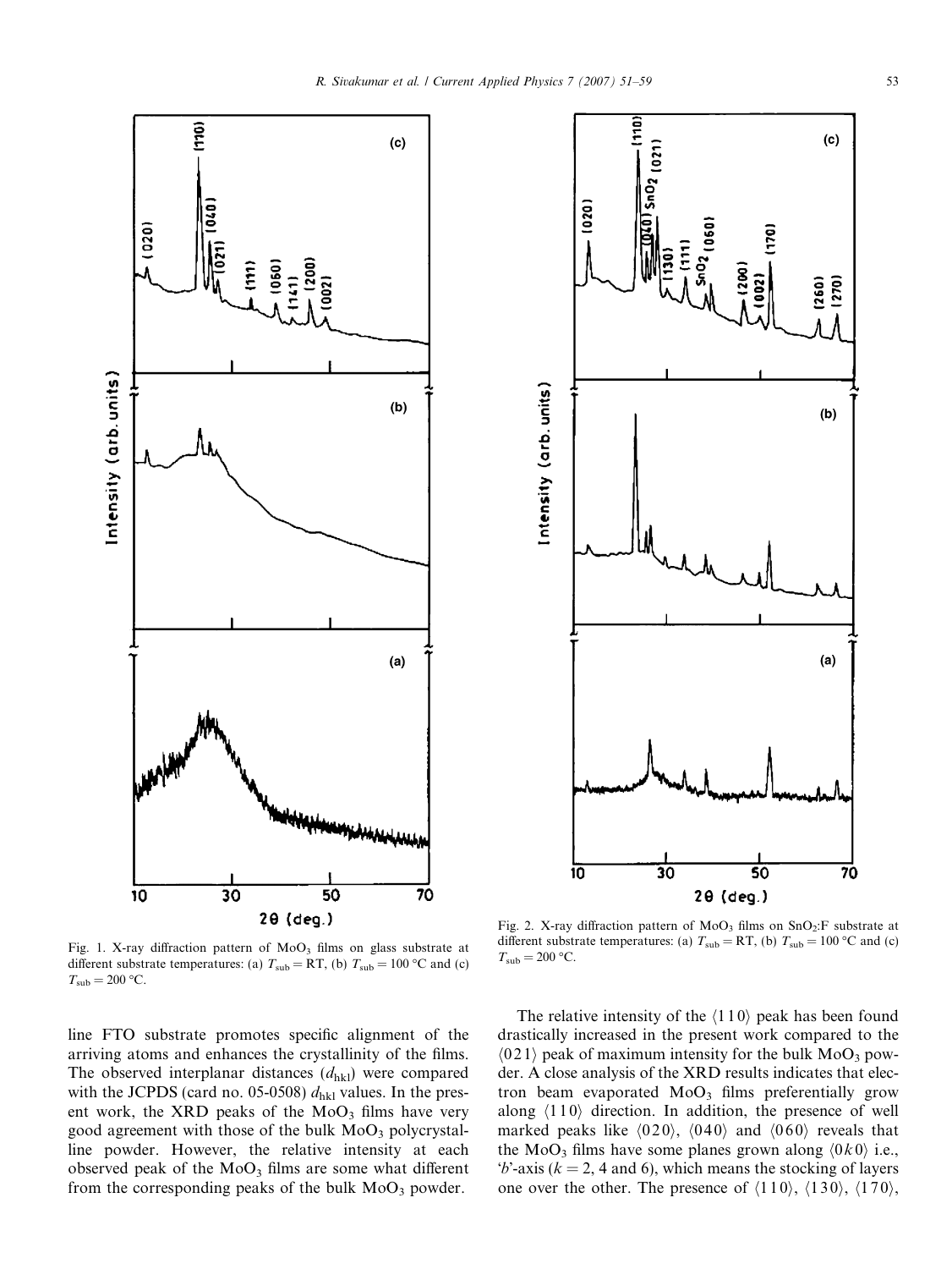Fig. 1. X-ray diffraction pattern of $MoO_3$ films on glass substrate at different substrate temperatures: (a) $T_{sub}$ = RT, (b) $T_{sub}$ = 100 °C and (c) $T_{sub}$ = 200 °C.

Fig. 2. X-ray diffraction pattern of $MoO_3$ films on $SnO_2$:F substrate at different substrate temperatures: (a) $T_{sub}$ = RT, (b) $T_{sub}$ = 100 °C and (c) $T_{sub}$ = 200 °C.

line FTO substrate promotes specific alignment of the arriving atoms and enhances the crystallinity of the films. The observed interplanar distances ($d_{hkl}$) were compared with the JCPDS (card no. 05-0508) $d_{hkl}$ values. In the present work, the XRD peaks of the $MoO_3$ films have very good agreement with those of the bulk $MoO_3$ polycrystalline powder. However, the relative intensity at each observed peak of the $MoO_3$ films are some what different from the corresponding peaks of the bulk $MoO_3$ powder.

The relative intensity of the $\langle 110 \rangle$ peak has been found drastically increased in the present work compared to the $\langle 021 \rangle$ peak of maximum intensity for the bulk $MoO_3$ powder. A close analysis of the XRD results indicates that electron beam evaporated $MoO_3$ films preferentially grow along $\langle 110 \rangle$ direction. In addition, the presence of well marked peaks like $\langle 020 \rangle$, $\langle 040 \rangle$ and $\langle 060 \rangle$ reveals that the $MoO_3$ films have some planes grown along $\langle 0k0 \rangle$ i.e., '*b*'-axis ($k$ = 2, 4 and 6), which means the stocking of layers one over the other. The presence of $\langle 110 \rangle$, $\langle 130 \rangle$, $\langle 170 \rangle$,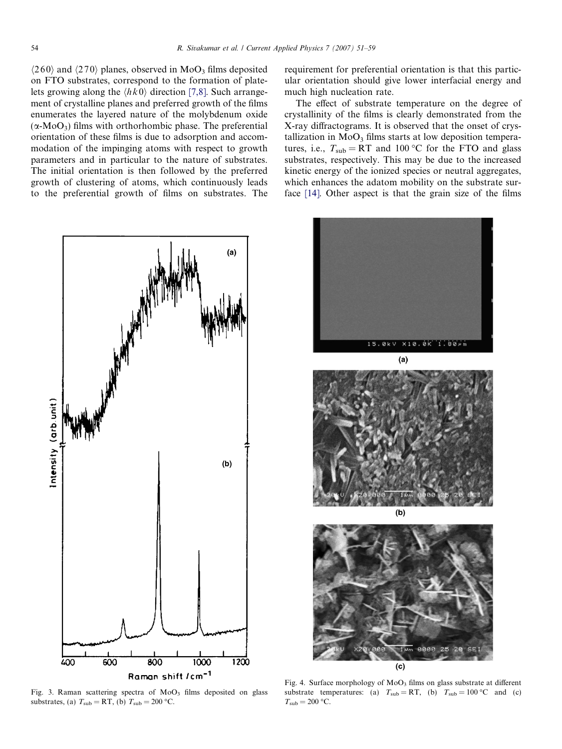⟨260⟩ and ⟨270⟩ planes, observed in $MoO_3$ films deposited on FTO substrates, correspond to the formation of platelets growing along the ⟨$hk$0⟩ direction [7,8]. Such arrangement of crystalline planes and preferred growth of the films enumerates the layered nature of the molybdenum oxide ($\alpha$-$MoO_3$) films with orthorhombic phase. The preferential orientation of these films is due to adsorption and accommodation of the impinging atoms with respect to growth parameters and in particular to the nature of substrates. The initial orientation is then followed by the preferred growth of clustering of atoms, which continuously leads to the preferential growth of films on substrates. The requirement for preferential orientation is that this particular orientation should give lower interfacial energy and much high nucleation rate.

The effect of substrate temperature on the degree of crystallinity of the films is clearly demonstrated from the X-ray diffractograms. It is observed that the onset of crystallization in $MoO_3$ films starts at low deposition temperatures, i.e., $T_{sub}$ = RT and 100 °C for the FTO and glass substrates, respectively. This may be due to the increased kinetic energy of the ionized species or neutral aggregates, which enhances the adatom mobility on the substrate surface [14]. Other aspect is that the grain size of the films

Fig. 3. Raman scattering spectra of $MoO_3$ films deposited on glass substrates, (a) $T_{sub}$ = RT, (b) $T_{sub}$ = 200 °C.

Fig. 4. Surface morphology of $MoO_3$ films on glass substrate at different substrate temperatures: (a) $T_{sub}$ = RT, (b) $T_{sub}$ = 100 °C and (c) $T_{sub}$ = 200 °C.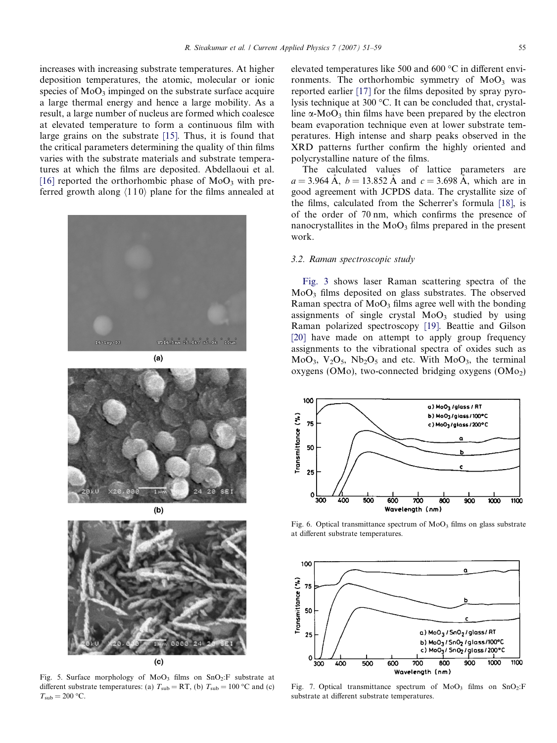increases with increasing substrate temperatures. At higher deposition temperatures, the atomic, molecular or ionic species of $MoO_3$ impinged on the substrate surface acquire a large thermal energy and hence a large mobility. As a result, a large number of nucleus are formed which coalesce at elevated temperature to form a continuous film with large grains on the substrate [15]. Thus, it is found that the critical parameters determining the quality of thin films varies with the substrate materials and substrate temperatures at which the films are deposited. Abdellaoui et al. [16] reported the orthorhombic phase of $MoO_3$ with preferred growth along ⟨1 1 0⟩ plane for the films annealed at elevated temperatures like 500 and 600 °C in different environments. The orthorhombic symmetry of $MoO_3$ was reported earlier [17] for the films deposited by spray pyrolysis technique at 300 °C. It can be concluded that, crystalline $\alpha$-$MoO_3$ thin films have been prepared by the electron beam evaporation technique even at lower substrate temperatures. High intense and sharp peaks observed in the XRD patterns further confirm the highly oriented and polycrystalline nature of the films.

The calculated values of lattice parameters are $a = 3.964$ Å, $b = 13.852$ Å and $c = 3.698$ Å, which are in good agreement with JCPDS data. The crystallite size of the films, calculated from the Scherrer's formula [18], is of the order of 70 nm, which confirms the presence of nanocrystallites in the $MoO_3$ films prepared in the present work.

### 3.2. Raman spectroscopic study

Fig. 3 shows laser Raman scattering spectra of the $MoO_3$ films deposited on glass substrates. The observed Raman spectra of $MoO_3$ films agree well with the bonding assignments of single crystal $MoO_3$ studied by using Raman polarized spectroscopy [19]. Beattie and Gilson [20] have made on attempt to apply group frequency assignments to the vibrational spectra of oxides such as $MoO_3$, $V_2O_5$, $Nb_2O_5$ and etc. With $MoO_3$, the terminal oxygens (OMo), two-connected bridging oxygens ($OMo_2$)

Fig. 5. Surface morphology of $MoO_3$ films on $SnO_2$:F substrate at different substrate temperatures: (a) $T_{sub}$ = RT, (b) $T_{sub}$ = 100 °C and (c) $T_{sub}$ = 200 °C.

Fig. 6. Optical transmittance spectrum of $MoO_3$ films on glass substrate at different substrate temperatures.

Fig. 7. Optical transmittance spectrum of $MoO_3$ films on $SnO_2$:F substrate at different substrate temperatures.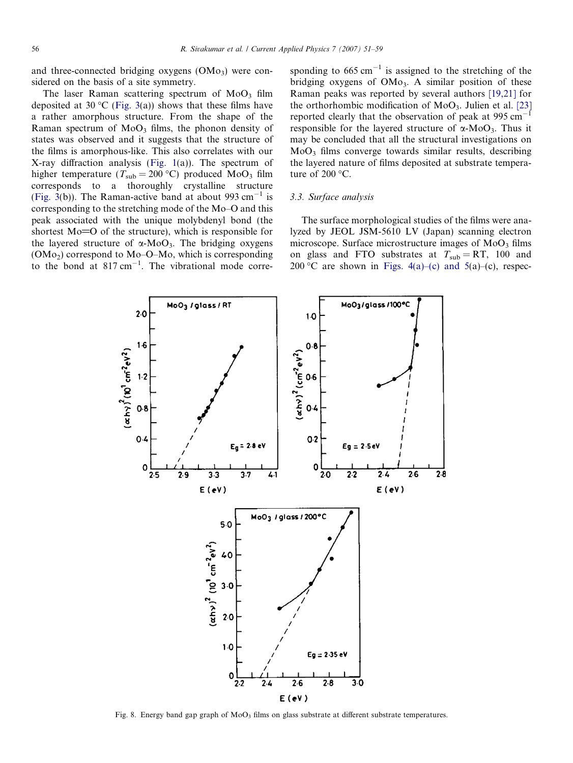and three-connected bridging oxygens ($OMo_3$) were considered on the basis of a site symmetry.

The laser Raman scattering spectrum of $MoO_3$ film deposited at 30 °C (Fig. 3(a)) shows that these films have a rather amorphous structure. From the shape of the Raman spectrum of $MoO_3$ films, the phonon density of states was observed and it suggests that the structure of the films is amorphous-like. This also correlates with our X-ray diffraction analysis (Fig. 1(a)). The spectrum of higher temperature ($T_{sub} = 200$ °C) produced $MoO_3$ film corresponds to a thoroughly crystalline structure (Fig. 3(b)). The Raman-active band at about 993 $cm^{-1}$ is corresponding to the stretching mode of the Mo–O and this peak associated with the unique molybdenyl bond (the shortest Mo=O of the structure), which is responsible for the layered structure of $\alpha$-$MoO_3$. The bridging oxygens ($OMo_2$) correspond to Mo–O–Mo, which is corresponding to the bond at 817 $cm^{-1}$. The vibrational mode corresponding to 665 $cm^{-1}$ is assigned to the stretching of the bridging oxygens of $OMo_3$. A similar position of these Raman peaks was reported by several authors [19,21] for the orthorhombic modification of $MoO_3$. Julien et al. [23] reported clearly that the observation of peak at 995 $cm^{-1}$ responsible for the layered structure of $\alpha$-$MoO_3$. Thus it may be concluded that all the structural investigations on $MoO_3$ films converge towards similar results, describing the layered nature of films deposited at substrate temperature of 200 °C.

### 3.3. Surface analysis

The surface morphological studies of the films were analyzed by JEOL JSM-5610 LV (Japan) scanning electron microscope. Surface microstructure images of $MoO_3$ films on glass and FTO substrates at $T_{sub} = $ RT, 100 and 200 °C are shown in Figs. 4(a)–(c) and 5(a)–(c), respec-

Fig. 8. Energy band gap graph of $MoO_3$ films on glass substrate at different substrate temperatures.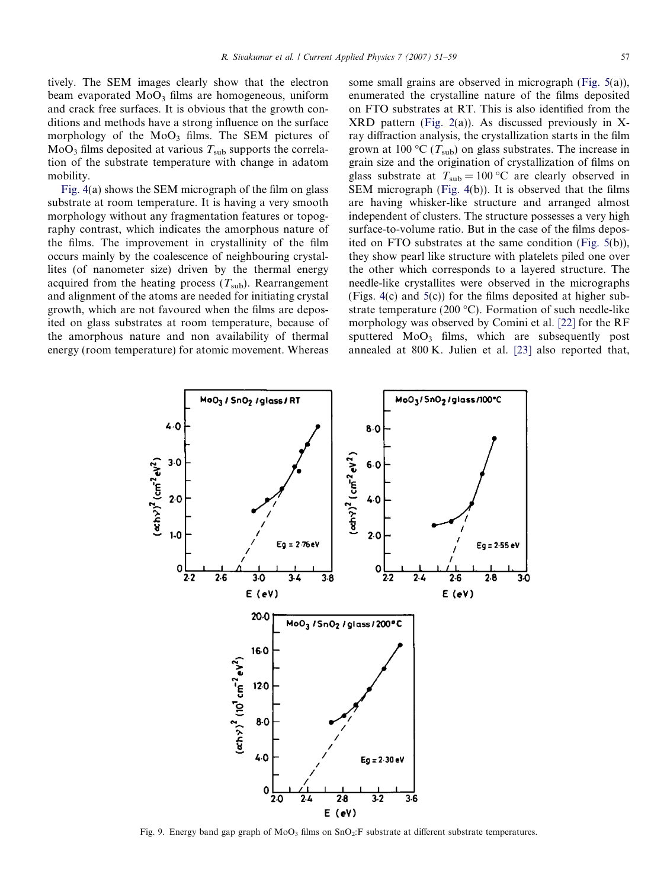tively. The SEM images clearly show that the electron beam evaporated $MoO_3$ films are homogeneous, uniform and crack free surfaces. It is obvious that the growth conditions and methods have a strong influence on the surface morphology of the $MoO_3$ films. The SEM pictures of $MoO_3$ films deposited at various $T_{sub}$ supports the correlation of the substrate temperature with change in adatom mobility.

Fig. 4(a) shows the SEM micrograph of the film on glass substrate at room temperature. It is having a very smooth morphology without any fragmentation features or topography contrast, which indicates the amorphous nature of the films. The improvement in crystallinity of the film occurs mainly by the coalescence of neighbouring crystallites (of nanometer size) driven by the thermal energy acquired from the heating process ($T_{sub}$). Rearrangement and alignment of the atoms are needed for initiating crystal growth, which are not favoured when the films are deposited on glass substrates at room temperature, because of the amorphous nature and non availability of thermal energy (room temperature) for atomic movement. Whereas some small grains are observed in micrograph (Fig. 5(a)), enumerated the crystalline nature of the films deposited on FTO substrates at RT. This is also identified from the XRD pattern (Fig. 2(a)). As discussed previously in X-ray diffraction analysis, the crystallization starts in the film grown at 100 °C ($T_{sub}$) on glass substrates. The increase in grain size and the origination of crystallization of films on glass substrate at $T_{sub} = 100$ °C are clearly observed in SEM micrograph (Fig. 4(b)). It is observed that the films are having whisker-like structure and arranged almost independent of clusters. The structure possesses a very high surface-to-volume ratio. But in the case of the films deposited on FTO substrates at the same condition (Fig. 5(b)), they show pearl like structure with platelets piled one over the other which corresponds to a layered structure. The needle-like crystallites were observed in the micrographs (Figs. 4(c) and 5(c)) for the films deposited at higher substrate temperature (200 °C). Formation of such needle-like morphology was observed by Comini et al. [22] for the RF sputtered $MoO_3$ films, which are subsequently post annealed at 800 K. Julien et al. [23] also reported that,

Fig. 9. Energy band gap graph of $MoO_3$ films on $SnO_2$:F substrate at different substrate temperatures.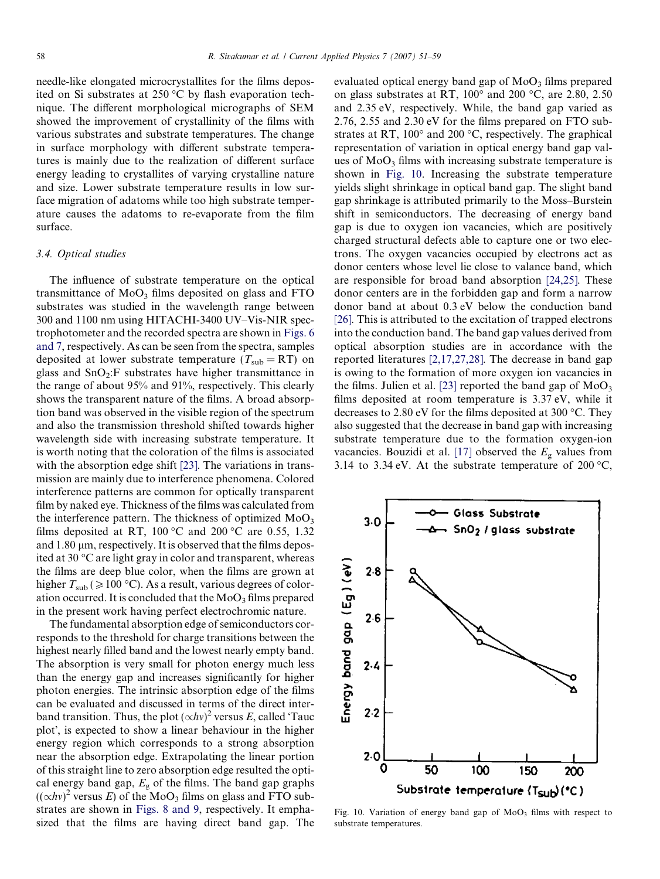needle-like elongated microcrystallites for the films deposited on Si substrates at 250 °C by flash evaporation technique. The different morphological micrographs of SEM showed the improvement of crystallinity of the films with various substrates and substrate temperatures. The change in surface morphology with different substrate temperatures is mainly due to the realization of different surface energy leading to crystallites of varying crystalline nature and size. Lower substrate temperature results in low surface migration of adatoms while too high substrate temperature causes the adatoms to re-evaporate from the film surface.

### 3.4. Optical studies

The influence of substrate temperature on the optical transmittance of $MoO_3$ films deposited on glass and FTO substrates was studied in the wavelength range between 300 and 1100 nm using HITACHI-3400 UV–Vis-NIR spectrophotometer and the recorded spectra are shown in Figs. 6 and 7, respectively. As can be seen from the spectra, samples deposited at lower substrate temperature ($T_{sub}$ = RT) on glass and $SnO_2$:F substrates have higher transmittance in the range of about 95% and 91%, respectively. This clearly shows the transparent nature of the films. A broad absorption band was observed in the visible region of the spectrum and also the transmission threshold shifted towards higher wavelength side with increasing substrate temperature. It is worth noting that the coloration of the films is associated with the absorption edge shift [23]. The variations in transmission are mainly due to interference phenomena. Colored interference patterns are common for optically transparent film by naked eye. Thickness of the films was calculated from the interference pattern. The thickness of optimized $MoO_3$ films deposited at RT, 100 °C and 200 °C are 0.55, 1.32 and 1.80 μm, respectively. It is observed that the films deposited at 30 °C are light gray in color and transparent, whereas the films are deep blue color, when the films are grown at higher $T_{sub}$ ($\geqslant$100 °C). As a result, various degrees of coloration occurred. It is concluded that the $MoO_3$ films prepared in the present work having perfect electrochromic nature.

The fundamental absorption edge of semiconductors corresponds to the threshold for charge transitions between the highest nearly filled band and the lowest nearly empty band. The absorption is very small for photon energy much less than the energy gap and increases significantly for higher photon energies. The intrinsic absorption edge of the films can be evaluated and discussed in terms of the direct interband transition. Thus, the plot $(\propto h\nu)^2$ versus $E$, called 'Tauc plot', is expected to show a linear behaviour in the higher energy region which corresponds to a strong absorption near the absorption edge. Extrapolating the linear portion of this straight line to zero absorption edge resulted the optical energy band gap, $E_g$ of the films. The band gap graphs ($(\propto h\nu)^2$ versus $E$) of the $MoO_3$ films on glass and FTO substrates are shown in Figs. 8 and 9, respectively. It emphasized that the films are having direct band gap. The evaluated optical energy band gap of $MoO_3$ films prepared on glass substrates at RT, 100° and 200 °C, are 2.80, 2.50 and 2.35 eV, respectively. While, the band gap varied as 2.76, 2.55 and 2.30 eV for the films prepared on FTO substrates at RT, 100° and 200 °C, respectively. The graphical representation of variation in optical energy band gap values of $MoO_3$ films with increasing substrate temperature is shown in Fig. 10. Increasing the substrate temperature yields slight shrinkage in optical band gap. The slight band gap shrinkage is attributed primarily to the Moss–Burstein shift in semiconductors. The decreasing of energy band gap is due to oxygen ion vacancies, which are positively charged structural defects able to capture one or two electrons. The oxygen vacancies occupied by electrons act as donor centers whose level lie close to valance band, which are responsible for broad band absorption [24,25]. These donor centers are in the forbidden gap and form a narrow donor band at about 0.3 eV below the conduction band [26]. This is attributed to the excitation of trapped electrons into the conduction band. The band gap values derived from optical absorption studies are in accordance with the reported literatures [2,17,27,28]. The decrease in band gap is owing to the formation of more oxygen ion vacancies in the films. Julien et al. [23] reported the band gap of $MoO_3$ films deposited at room temperature is 3.37 eV, while it decreases to 2.80 eV for the films deposited at 300 °C. They also suggested that the decrease in band gap with increasing substrate temperature due to the formation oxygen-ion vacancies. Bouzidi et al. [17] observed the $E_g$ values from 3.14 to 3.34 eV. At the substrate temperature of 200 °C,

Fig. 10. Variation of energy band gap of $MoO_3$ films with respect to substrate temperatures.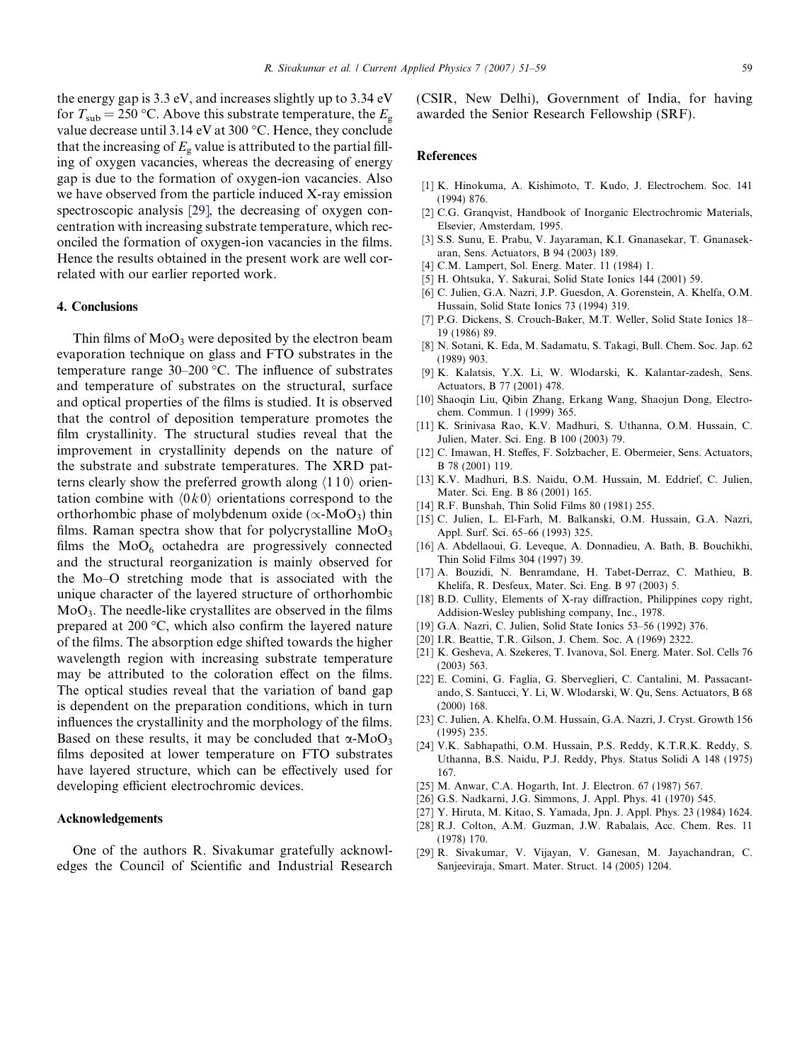the energy gap is 3.3 eV, and increases slightly up to 3.34 eV for $T_{sub} = 250$ °C. Above this substrate temperature, the $E_g$ value decrease until 3.14 eV at 300 °C. Hence, they conclude that the increasing of $E_g$ value is attributed to the partial filling of oxygen vacancies, whereas the decreasing of energy gap is due to the formation of oxygen-ion vacancies. Also we have observed from the particle induced X-ray emission spectroscopic analysis [29], the decreasing of oxygen concentration with increasing substrate temperature, which reconciled the formation of oxygen-ion vacancies in the films. Hence the results obtained in the present work are well correlated with our earlier reported work.

## 4. Conclusions

Thin films of $MoO_3$ were deposited by the electron beam evaporation technique on glass and FTO substrates in the temperature range 30–200 °C. The influence of substrates and temperature of substrates on the structural, surface and optical properties of the films is studied. It is observed that the control of deposition temperature promotes the film crystallinity. The structural studies reveal that the improvement in crystallinity depends on the nature of the substrate and substrate temperatures. The XRD patterns clearly show the preferred growth along $\langle 110 \rangle$ orientation combine with $\langle 0k0 \rangle$ orientations correspond to the orthorhombic phase of molybdenum oxide ($\alpha$-$MoO_3$) thin films. Raman spectra show that for polycrystalline $MoO_3$ films the $MoO_6$ octahedra are progressively connected and the structural reorganization is mainly observed for the Mo–O stretching mode that is associated with the unique character of the layered structure of orthorhombic $MoO_3$. The needle-like crystallites are observed in the films prepared at 200 °C, which also confirm the layered nature of the films. The absorption edge shifted towards the higher wavelength region with increasing substrate temperature may be attributed to the coloration effect on the films. The optical studies reveal that the variation of band gap is dependent on the preparation conditions, which in turn influences the crystallinity and the morphology of the films. Based on these results, it may be concluded that $\alpha$-$MoO_3$ films deposited at lower temperature on FTO substrates have layered structure, which can be effectively used for developing efficient electrochromic devices.

## Acknowledgements

One of the authors R. Sivakumar gratefully acknowledges the Council of Scientific and Industrial Research (CSIR, New Delhi), Government of India, for having awarded the Senior Research Fellowship (SRF).

## References

[1] K. Hinokuma, A. Kishimoto, T. Kudo, J. Electrochem. Soc. 141 (1994) 876.
[2] C.G. Granqvist, Handbook of Inorganic Electrochromic Materials, Elsevier, Amsterdam, 1995.
[3] S.S. Sunu, E. Prabu, V. Jayaraman, K.I. Gnanasekar, T. Gnanasekaran, Sens. Actuators, B 94 (2003) 189.
[4] C.M. Lampert, Sol. Energ. Mater. 11 (1984) 1.
[5] H. Ohtsuka, Y. Sakurai, Solid State Ionics 144 (2001) 59.
[6] C. Julien, G.A. Nazri, J.P. Guesdon, A. Gorenstein, A. Khelfa, O.M. Hussain, Solid State Ionics 73 (1994) 319.
[7] P.G. Dickens, S. Crouch-Baker, M.T. Weller, Solid State Ionics 18–19 (1986) 89.
[8] N. Sotani, K. Eda, M. Sadamatu, S. Takagi, Bull. Chem. Soc. Jap. 62 (1989) 903.
[9] K. Kalatsis, Y.X. Li, W. Wlodarski, K. Kalantar-zadesh, Sens. Actuators, B 77 (2001) 478.
[10] Shaoqin Liu, Qibin Zhang, Erkang Wang, Shaojun Dong, Electrochem. Commun. 1 (1999) 365.
[11] K. Srinivasa Rao, K.V. Madhuri, S. Uthanna, O.M. Hussain, C. Julien, Mater. Sci. Eng. B 100 (2003) 79.
[12] C. Imawan, H. Steffes, F. Solzbacher, E. Obermeier, Sens. Actuators, B 78 (2001) 119.
[13] K.V. Madhuri, B.S. Naidu, O.M. Hussain, M. Eddrief, C. Julien, Mater. Sci. Eng. B 86 (2001) 165.
[14] R.F. Bunshah, Thin Solid Films 80 (1981) 255.
[15] C. Julien, L. El-Farh, M. Balkanski, O.M. Hussain, G.A. Nazri, Appl. Surf. Sci. 65–66 (1993) 325.
[16] A. Abdellaoui, G. Leveque, A. Donnadieu, A. Bath, B. Bouchikhi, Thin Solid Films 304 (1997) 39.
[17] A. Bouzidi, N. Benramdane, H. Tabet-Derraz, C. Mathieu, B. Khelifa, R. Desfeux, Mater. Sci. Eng. B 97 (2003) 5.
[18] B.D. Cullity, Elements of X-ray diffraction, Philippines copy right, Addision-Wesley publishing company, Inc., 1978.
[19] G.A. Nazri, C. Julien, Solid State Ionics 53–56 (1992) 376.
[20] I.R. Beattie, T.R. Gilson, J. Chem. Soc. A (1969) 2322.
[21] K. Gesheva, A. Szekeres, T. Ivanova, Sol. Energ. Mater. Sol. Cells 76 (2003) 563.
[22] E. Comini, G. Faglia, G. Sberveglieri, C. Cantalini, M. Passacantando, S. Santucci, Y. Li, W. Wlodarski, W. Qu, Sens. Actuators, B 68 (2000) 168.
[23] C. Julien, A. Khelfa, O.M. Hussain, G.A. Nazri, J. Cryst. Growth 156 (1995) 235.
[24] V.K. Sabhapathi, O.M. Hussain, P.S. Reddy, K.T.R.K. Reddy, S. Uthanna, B.S. Naidu, P.J. Reddy, Phys. Status Solidi A 148 (1975) 167.
[25] M. Anwar, C.A. Hogarth, Int. J. Electron. 67 (1987) 567.
[26] G.S. Nadkarni, J.G. Simmons, J. Appl. Phys. 41 (1970) 545.
[27] Y. Hiruta, M. Kitao, S. Yamada, Jpn. J. Appl. Phys. 23 (1984) 1624.
[28] R.J. Colton, A.M. Guzman, J.W. Rabalais, Acc. Chem. Res. 11 (1978) 170.
[29] R. Sivakumar, V. Vijayan, V. Ganesan, M. Jayachandran, C. Sanjeeviraja, Smart. Mater. Struct. 14 (2005) 1204.